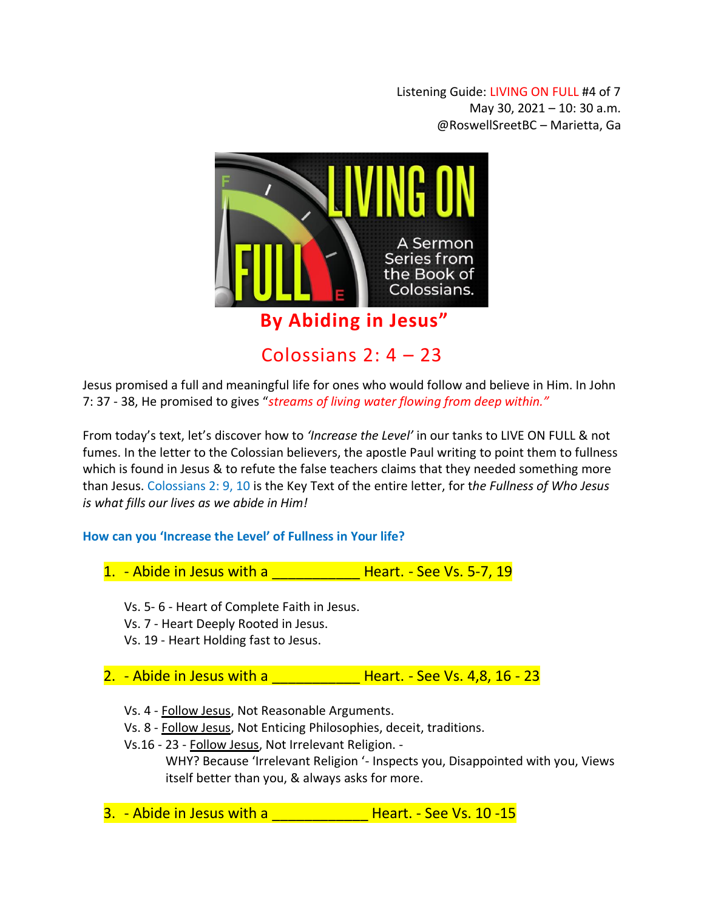Listening Guide: LIVING ON FULL #4 of 7
May 30, 2021 – 10: 30 a.m.
@RoswellSreetBC – Marietta, Ga

LIVING ON FULL

A Sermon Series from the Book of Colossians.

# By Abiding in Jesus"

## Colossians 2: 4 – 23

Jesus promised a full and meaningful life for ones who would follow and believe in Him. In John 7: 37 - 38, He promised to gives "*streams of living water flowing from deep within."*

From today's text, let's discover how to *'Increase the Level'* in our tanks to LIVE ON FULL & not fumes. In the letter to the Colossian believers, the apostle Paul writing to point them to fullness which is found in Jesus & to refute the false teachers claims that they needed something more than Jesus. Colossians 2: 9, 10 is the Key Text of the entire letter, for t*he Fullness of Who Jesus is what fills our lives as we abide in Him!*

**How can you 'Increase the Level' of Fullness in Your life?**

1. - Abide in Jesus with a ___________ Heart. - See Vs. 5-7, 19

    Vs. 5- 6 - Heart of Complete Faith in Jesus.
    Vs. 7 - Heart Deeply Rooted in Jesus.
    Vs. 19 - Heart Holding fast to Jesus.

2. - Abide in Jesus with a ___________ Heart. - See Vs. 4,8, 16 - 23

    Vs. 4 - Follow Jesus, Not Reasonable Arguments.
    Vs. 8 - Follow Jesus, Not Enticing Philosophies, deceit, traditions.
    Vs.16 - 23 - Follow Jesus, Not Irrelevant Religion. -
    WHY? Because 'Irrelevant Religion '- Inspects you, Disappointed with you, Views itself better than you, & always asks for more.

3. - Abide in Jesus with a ____________ Heart. - See Vs. 10 -15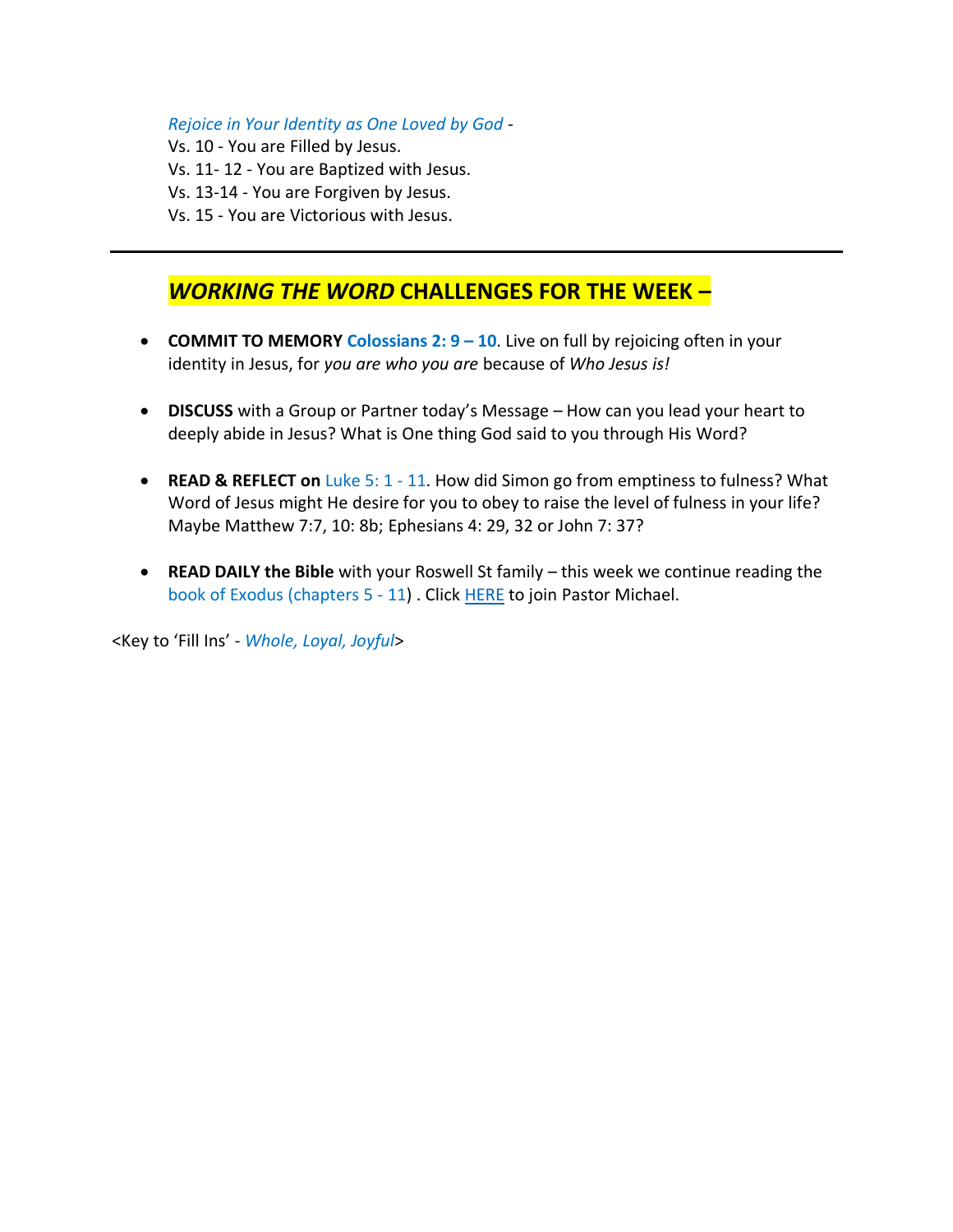*Rejoice in Your Identity as One Loved by God* -
Vs. 10 - You are Filled by Jesus.
Vs. 11- 12 - You are Baptized with Jesus.
Vs. 13-14 - You are Forgiven by Jesus.
Vs. 15 - You are Victorious with Jesus.

---

## *WORKING THE WORD* CHALLENGES FOR THE WEEK –

- **COMMIT TO MEMORY Colossians 2: 9 – 10**. Live on full by rejoicing often in your identity in Jesus, for *you are who you are* because of *Who Jesus is!*
- **DISCUSS** with a Group or Partner today's Message – How can you lead your heart to deeply abide in Jesus? What is One thing God said to you through His Word?
- **READ & REFLECT on** Luke 5: 1 - 11. How did Simon go from emptiness to fulness? What Word of Jesus might He desire for you to obey to raise the level of fulness in your life? Maybe Matthew 7:7, 10: 8b; Ephesians 4: 29, 32 or John 7: 37?
- **READ DAILY the Bible** with your Roswell St family – this week we continue reading the book of Exodus (chapters 5 - 11) . Click HERE to join Pastor Michael.

<Key to 'Fill Ins' - *Whole, Loyal, Joyful*>